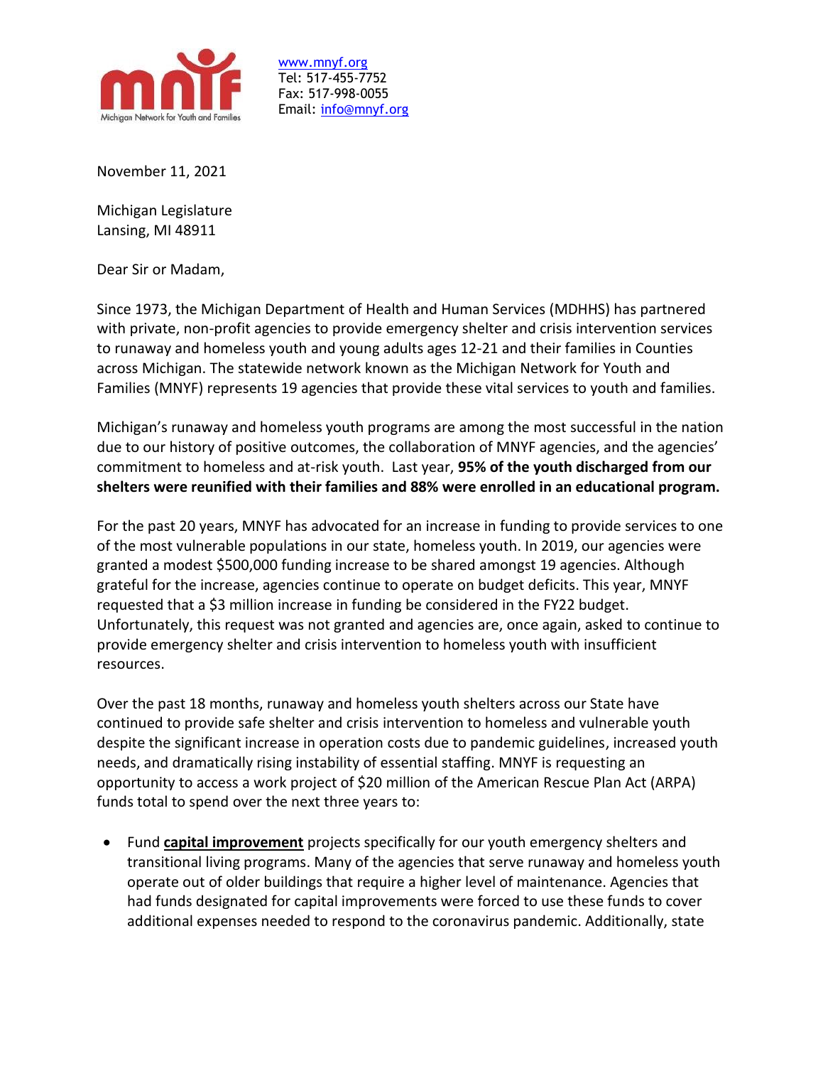Michigan Network for Youth and Families

www.mnyf.org
Tel: 517-455-7752
Fax: 517-998-0055
Email: info@mnyf.org

November 11, 2021

Michigan Legislature
Lansing, MI 48911

Dear Sir or Madam,

Since 1973, the Michigan Department of Health and Human Services (MDHHS) has partnered with private, non-profit agencies to provide emergency shelter and crisis intervention services to runaway and homeless youth and young adults ages 12-21 and their families in Counties across Michigan. The statewide network known as the Michigan Network for Youth and Families (MNYF) represents 19 agencies that provide these vital services to youth and families.

Michigan's runaway and homeless youth programs are among the most successful in the nation due to our history of positive outcomes, the collaboration of MNYF agencies, and the agencies' commitment to homeless and at-risk youth. Last year, **95% of the youth discharged from our shelters were reunified with their families and 88% were enrolled in an educational program.**

For the past 20 years, MNYF has advocated for an increase in funding to provide services to one of the most vulnerable populations in our state, homeless youth. In 2019, our agencies were granted a modest $500,000 funding increase to be shared amongst 19 agencies. Although grateful for the increase, agencies continue to operate on budget deficits. This year, MNYF requested that a $3 million increase in funding be considered in the FY22 budget. Unfortunately, this request was not granted and agencies are, once again, asked to continue to provide emergency shelter and crisis intervention to homeless youth with insufficient resources.

Over the past 18 months, runaway and homeless youth shelters across our State have continued to provide safe shelter and crisis intervention to homeless and vulnerable youth despite the significant increase in operation costs due to pandemic guidelines, increased youth needs, and dramatically rising instability of essential staffing. MNYF is requesting an opportunity to access a work project of $20 million of the American Rescue Plan Act (ARPA) funds total to spend over the next three years to:

- Fund **capital improvement** projects specifically for our youth emergency shelters and transitional living programs. Many of the agencies that serve runaway and homeless youth operate out of older buildings that require a higher level of maintenance. Agencies that had funds designated for capital improvements were forced to use these funds to cover additional expenses needed to respond to the coronavirus pandemic. Additionally, state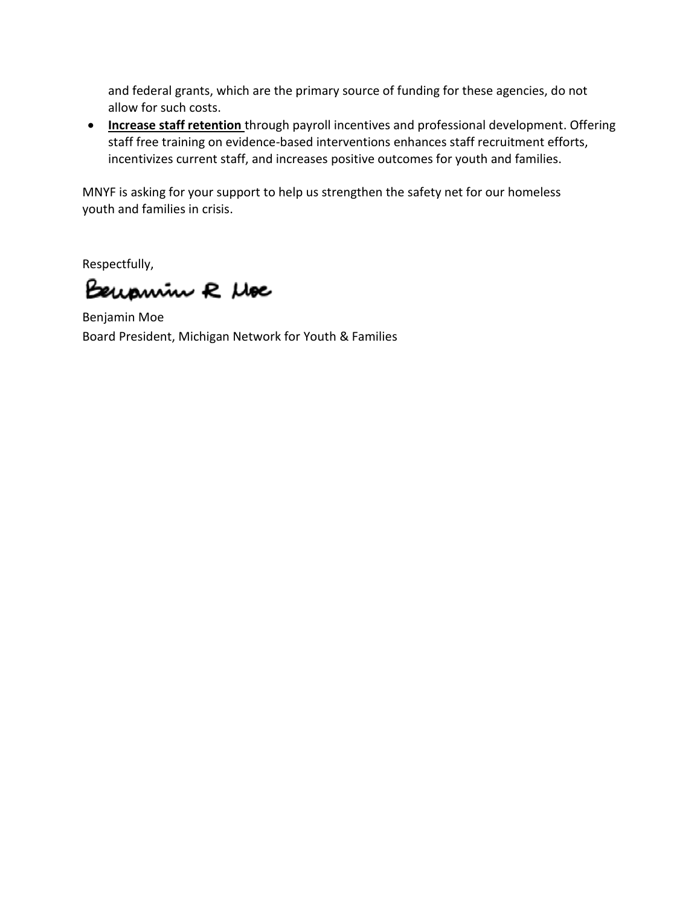and federal grants, which are the primary source of funding for these agencies, do not allow for such costs.

- **Increase staff retention** through payroll incentives and professional development. Offering staff free training on evidence-based interventions enhances staff recruitment efforts, incentivizes current staff, and increases positive outcomes for youth and families.

MNYF is asking for your support to help us strengthen the safety net for our homeless youth and families in crisis.

Respectfully,

Benjamin R Moe

Benjamin Moe
Board President, Michigan Network for Youth & Families